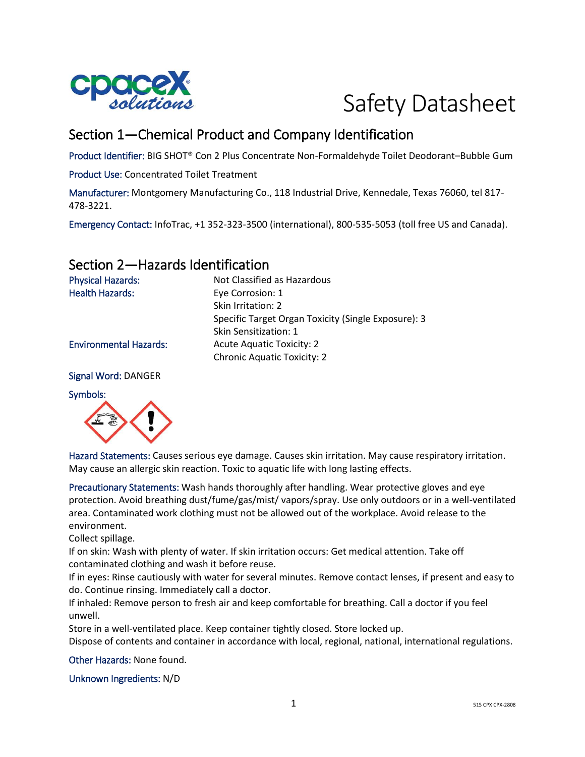# Safety Datasheet

## Section 1—Chemical Product and Company Identification

Product Identifier: BIG SHOT® Con 2 Plus Concentrate Non-Formaldehyde Toilet Deodorant–Bubble Gum

Product Use: Concentrated Toilet Treatment

Manufacturer: Montgomery Manufacturing Co., 118 Industrial Drive, Kennedale, Texas 76060, tel 817-478-3221.

Emergency Contact: InfoTrac, +1 352-323-3500 (international), 800-535-5053 (toll free US and Canada).

## Section 2—Hazards Identification

| | |
|---|---|
| Physical Hazards: | Not Classified as Hazardous |
| Health Hazards: | Eye Corrosion: 1 |
| | Skin Irritation: 2 |
| | Specific Target Organ Toxicity (Single Exposure): 3 |
| | Skin Sensitization: 1 |
| Environmental Hazards: | Acute Aquatic Toxicity: 2 |
| | Chronic Aquatic Toxicity: 2 |

Signal Word: DANGER

Symbols:

Hazard Statements: Causes serious eye damage. Causes skin irritation. May cause respiratory irritation. May cause an allergic skin reaction. Toxic to aquatic life with long lasting effects.

Precautionary Statements: Wash hands thoroughly after handling. Wear protective gloves and eye protection. Avoid breathing dust/fume/gas/mist/ vapors/spray. Use only outdoors or in a well-ventilated area. Contaminated work clothing must not be allowed out of the workplace. Avoid release to the environment.
Collect spillage.
If on skin: Wash with plenty of water. If skin irritation occurs: Get medical attention. Take off contaminated clothing and wash it before reuse.
If in eyes: Rinse cautiously with water for several minutes. Remove contact lenses, if present and easy to do. Continue rinsing. Immediately call a doctor.
If inhaled: Remove person to fresh air and keep comfortable for breathing. Call a doctor if you feel unwell.
Store in a well-ventilated place. Keep container tightly closed. Store locked up.
Dispose of contents and container in accordance with local, regional, national, international regulations.

Other Hazards: None found.

Unknown Ingredients: N/D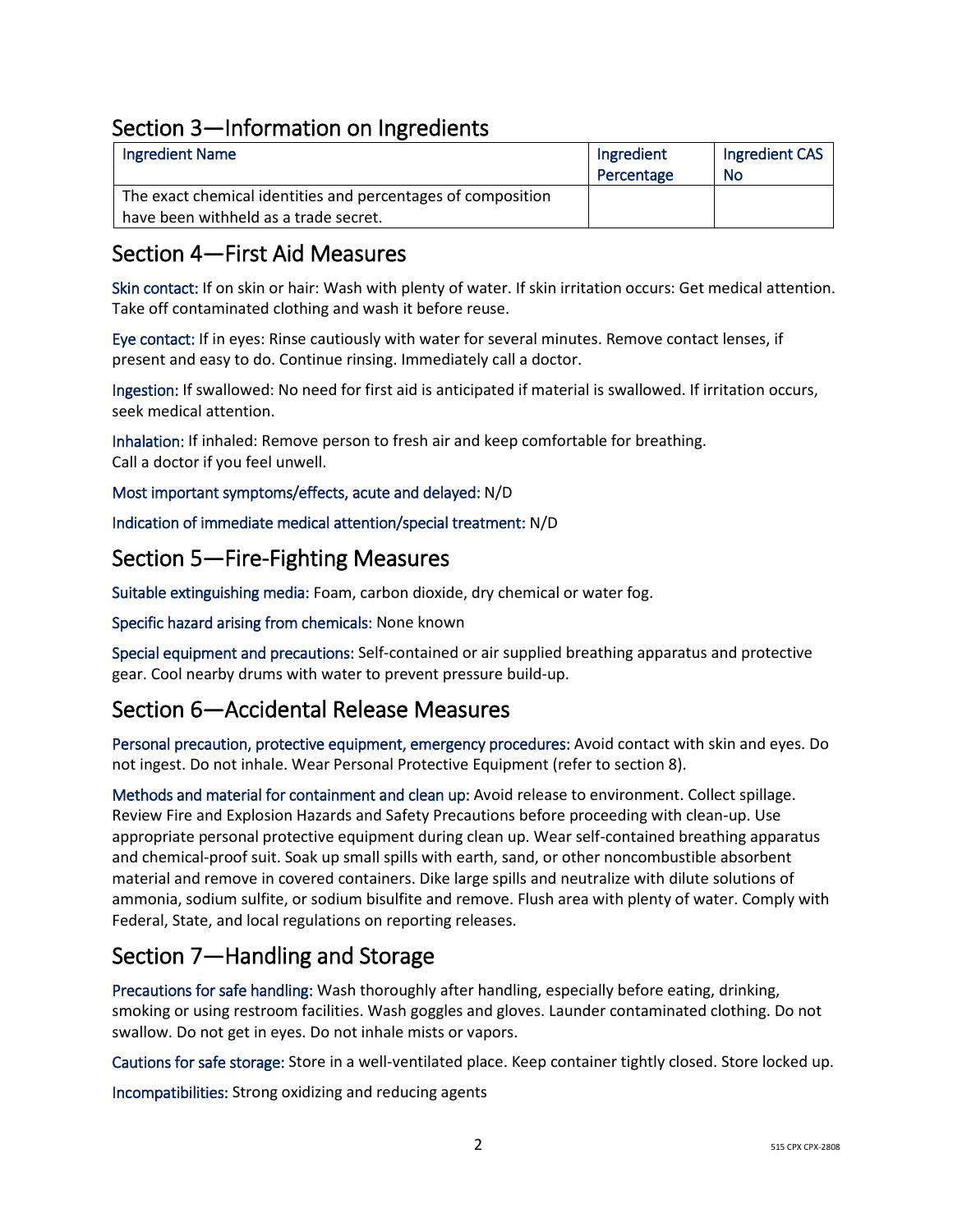## Section 3—Information on Ingredients

| Ingredient Name | Ingredient Percentage | Ingredient CAS No |
|---|---|---|
| The exact chemical identities and percentages of composition have been withheld as a trade secret. | | |

## Section 4—First Aid Measures

Skin contact: If on skin or hair: Wash with plenty of water. If skin irritation occurs: Get medical attention. Take off contaminated clothing and wash it before reuse.

Eye contact: If in eyes: Rinse cautiously with water for several minutes. Remove contact lenses, if present and easy to do. Continue rinsing. Immediately call a doctor.

Ingestion: If swallowed: No need for first aid is anticipated if material is swallowed. If irritation occurs, seek medical attention.

Inhalation: If inhaled: Remove person to fresh air and keep comfortable for breathing. Call a doctor if you feel unwell.

Most important symptoms/effects, acute and delayed: N/D

Indication of immediate medical attention/special treatment: N/D

## Section 5—Fire-Fighting Measures

Suitable extinguishing media: Foam, carbon dioxide, dry chemical or water fog.

Specific hazard arising from chemicals: None known

Special equipment and precautions: Self-contained or air supplied breathing apparatus and protective gear. Cool nearby drums with water to prevent pressure build-up.

## Section 6—Accidental Release Measures

Personal precaution, protective equipment, emergency procedures: Avoid contact with skin and eyes. Do not ingest. Do not inhale. Wear Personal Protective Equipment (refer to section 8).

Methods and material for containment and clean up: Avoid release to environment. Collect spillage. Review Fire and Explosion Hazards and Safety Precautions before proceeding with clean-up. Use appropriate personal protective equipment during clean up. Wear self-contained breathing apparatus and chemical-proof suit. Soak up small spills with earth, sand, or other noncombustible absorbent material and remove in covered containers. Dike large spills and neutralize with dilute solutions of ammonia, sodium sulfite, or sodium bisulfite and remove. Flush area with plenty of water. Comply with Federal, State, and local regulations on reporting releases.

## Section 7—Handling and Storage

Precautions for safe handling: Wash thoroughly after handling, especially before eating, drinking, smoking or using restroom facilities. Wash goggles and gloves. Launder contaminated clothing. Do not swallow. Do not get in eyes. Do not inhale mists or vapors.

Cautions for safe storage: Store in a well-ventilated place. Keep container tightly closed. Store locked up.

Incompatibilities: Strong oxidizing and reducing agents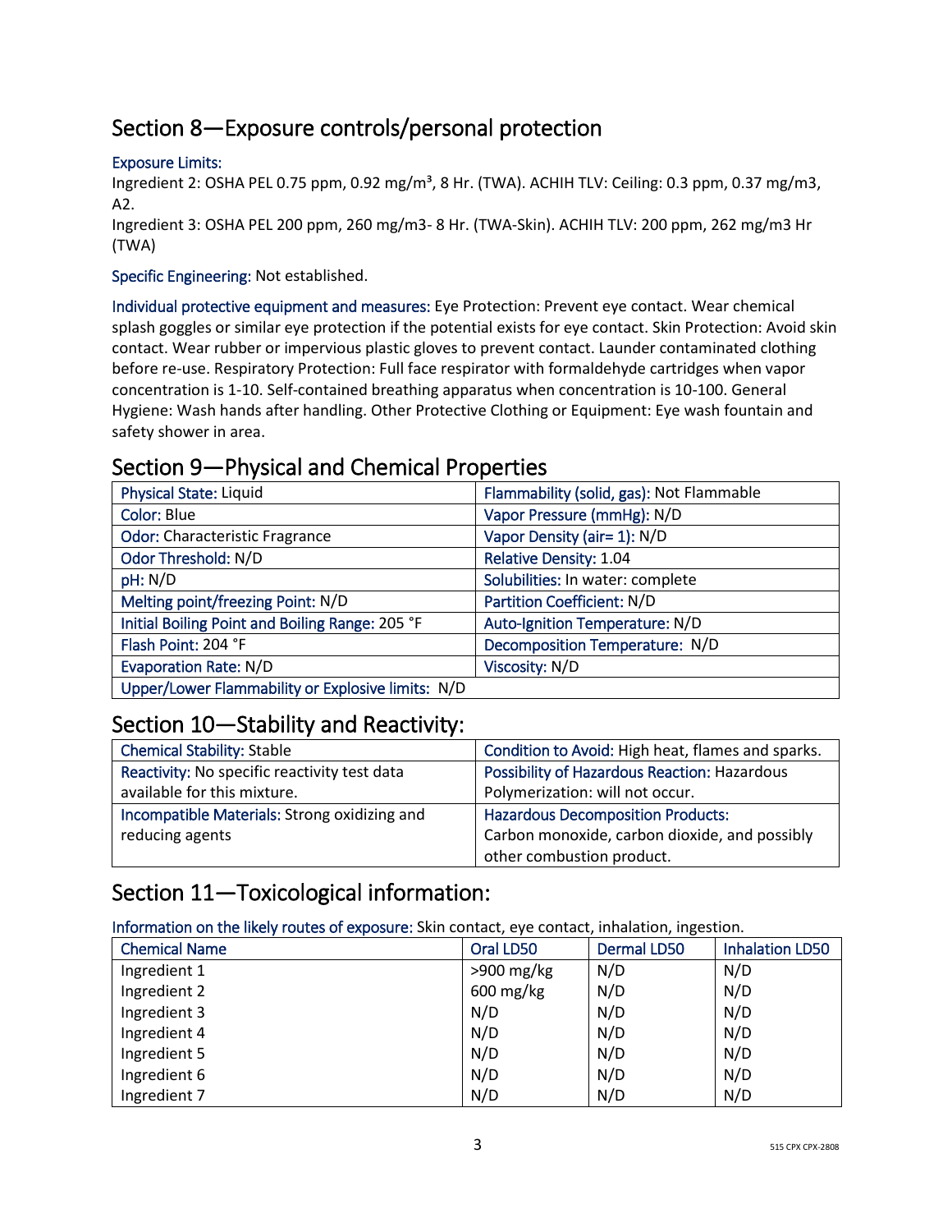## Section 8—Exposure controls/personal protection

**Exposure Limits:**
Ingredient 2: OSHA PEL 0.75 ppm, 0.92 mg/m³, 8 Hr. (TWA). ACHIH TLV: Ceiling: 0.3 ppm, 0.37 mg/m3, A2.
Ingredient 3: OSHA PEL 200 ppm, 260 mg/m3- 8 Hr. (TWA-Skin). ACHIH TLV: 200 ppm, 262 mg/m3 Hr (TWA)

**Specific Engineering:** Not established.

**Individual protective equipment and measures:** Eye Protection: Prevent eye contact. Wear chemical splash goggles or similar eye protection if the potential exists for eye contact. Skin Protection: Avoid skin contact. Wear rubber or impervious plastic gloves to prevent contact. Launder contaminated clothing before re-use. Respiratory Protection: Full face respirator with formaldehyde cartridges when vapor concentration is 1-10. Self-contained breathing apparatus when concentration is 10-100. General Hygiene: Wash hands after handling. Other Protective Clothing or Equipment: Eye wash fountain and safety shower in area.

## Section 9—Physical and Chemical Properties

| | |
|---|---|
| Physical State: Liquid | Flammability (solid, gas): Not Flammable |
| Color: Blue | Vapor Pressure (mmHg): N/D |
| Odor: Characteristic Fragrance | Vapor Density (air= 1): N/D |
| Odor Threshold: N/D | Relative Density: 1.04 |
| pH: N/D | Solubilities: In water: complete |
| Melting point/freezing Point: N/D | Partition Coefficient: N/D |
| Initial Boiling Point and Boiling Range: 205 °F | Auto-Ignition Temperature: N/D |
| Flash Point: 204 °F | Decomposition Temperature: N/D |
| Evaporation Rate: N/D | Viscosity: N/D |
| Upper/Lower Flammability or Explosive limits: N/D | |

## Section 10—Stability and Reactivity:

| | |
|---|---|
| Chemical Stability: Stable | Condition to Avoid: High heat, flames and sparks. |
| Reactivity: No specific reactivity test data available for this mixture. | Possibility of Hazardous Reaction: Hazardous Polymerization: will not occur. |
| Incompatible Materials: Strong oxidizing and reducing agents | Hazardous Decomposition Products: Carbon monoxide, carbon dioxide, and possibly other combustion product. |

## Section 11—Toxicological information:

**Information on the likely routes of exposure:** Skin contact, eye contact, inhalation, ingestion.

| Chemical Name | Oral LD50 | Dermal LD50 | Inhalation LD50 |
|---|---|---|---|
| Ingredient 1 | >900 mg/kg | N/D | N/D |
| Ingredient 2 | 600 mg/kg | N/D | N/D |
| Ingredient 3 | N/D | N/D | N/D |
| Ingredient 4 | N/D | N/D | N/D |
| Ingredient 5 | N/D | N/D | N/D |
| Ingredient 6 | N/D | N/D | N/D |
| Ingredient 7 | N/D | N/D | N/D |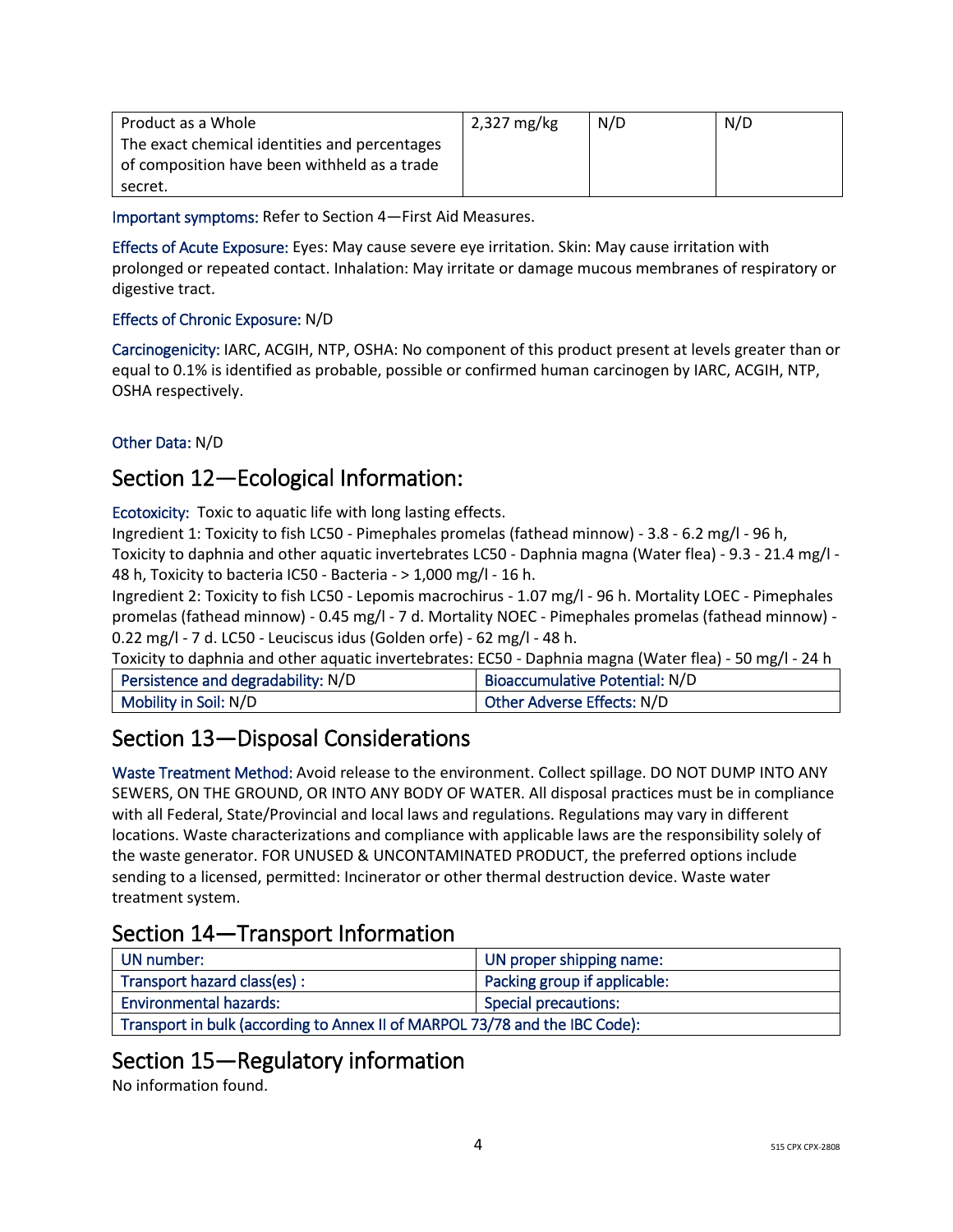| Product as a Whole The exact chemical identities and percentages of composition have been withheld as a trade secret. | 2,327 mg/kg | N/D | N/D |
|---|---|---|---|

Important symptoms: Refer to Section 4—First Aid Measures.

Effects of Acute Exposure: Eyes: May cause severe eye irritation. Skin: May cause irritation with prolonged or repeated contact. Inhalation: May irritate or damage mucous membranes of respiratory or digestive tract.

Effects of Chronic Exposure: N/D

Carcinogenicity: IARC, ACGIH, NTP, OSHA: No component of this product present at levels greater than or equal to 0.1% is identified as probable, possible or confirmed human carcinogen by IARC, ACGIH, NTP, OSHA respectively.

Other Data: N/D

## Section 12—Ecological Information:

Ecotoxicity: Toxic to aquatic life with long lasting effects.
Ingredient 1: Toxicity to fish LC50 - Pimephales promelas (fathead minnow) - 3.8 - 6.2 mg/l - 96 h, Toxicity to daphnia and other aquatic invertebrates LC50 - Daphnia magna (Water flea) - 9.3 - 21.4 mg/l - 48 h, Toxicity to bacteria IC50 - Bacteria - > 1,000 mg/l - 16 h.
Ingredient 2: Toxicity to fish LC50 - Lepomis macrochirus - 1.07 mg/l - 96 h. Mortality LOEC - Pimephales promelas (fathead minnow) - 0.45 mg/l - 7 d. Mortality NOEC - Pimephales promelas (fathead minnow) - 0.22 mg/l - 7 d. LC50 - Leuciscus idus (Golden orfe) - 62 mg/l - 48 h.
Toxicity to daphnia and other aquatic invertebrates: EC50 - Daphnia magna (Water flea) - 50 mg/l - 24 h

| Persistence and degradability: N/D | Bioaccumulative Potential: N/D |
|---|---|
| Mobility in Soil: N/D | Other Adverse Effects: N/D |

## Section 13—Disposal Considerations

Waste Treatment Method: Avoid release to the environment. Collect spillage. DO NOT DUMP INTO ANY SEWERS, ON THE GROUND, OR INTO ANY BODY OF WATER. All disposal practices must be in compliance with all Federal, State/Provincial and local laws and regulations. Regulations may vary in different locations. Waste characterizations and compliance with applicable laws are the responsibility solely of the waste generator. FOR UNUSED & UNCONTAMINATED PRODUCT, the preferred options include sending to a licensed, permitted: Incinerator or other thermal destruction device. Waste water treatment system.

## Section 14—Transport Information

| UN number: | UN proper shipping name: |
|---|---|
| Transport hazard class(es) : | Packing group if applicable: |
| Environmental hazards: | Special precautions: |
| Transport in bulk (according to Annex II of MARPOL 73/78 and the IBC Code): | |

## Section 15—Regulatory information

No information found.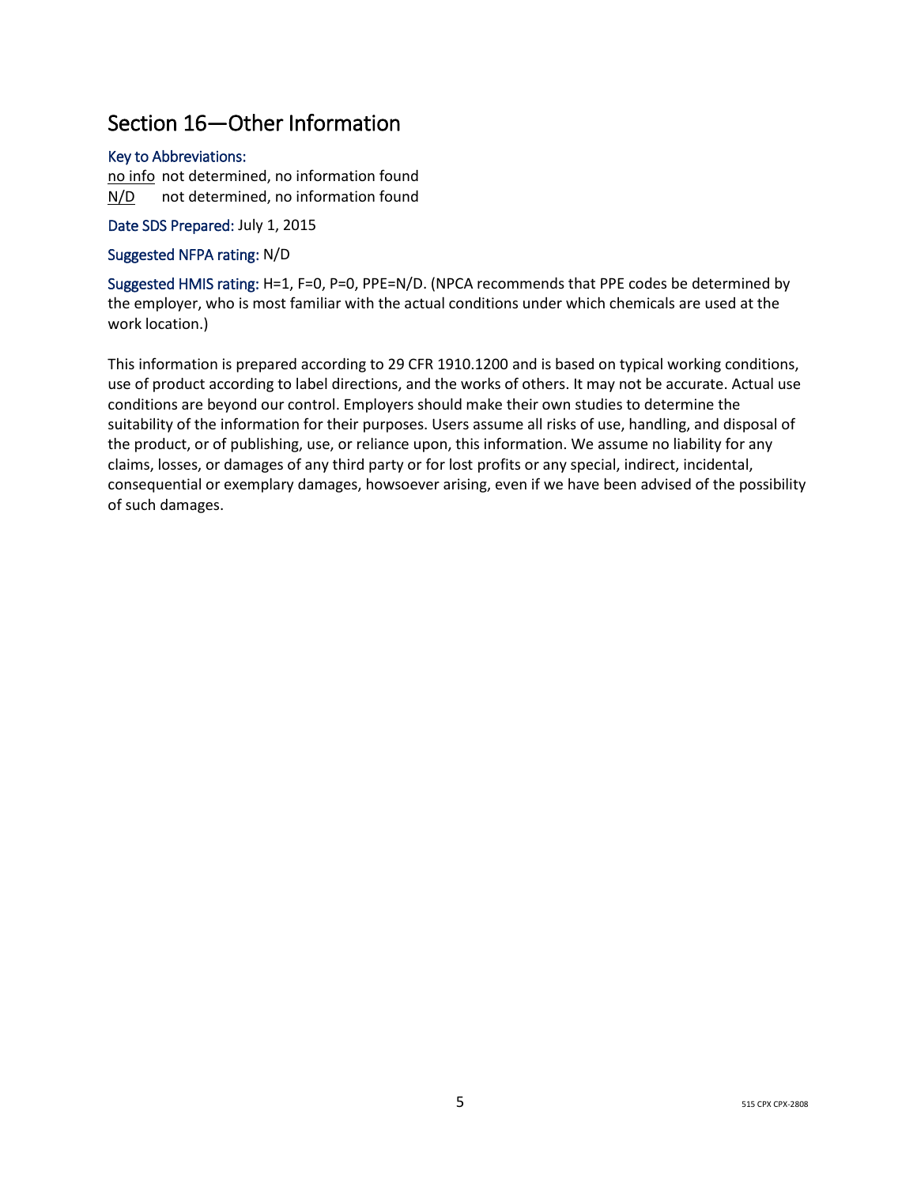## Section 16—Other Information

**Key to Abbreviations:**

no info  not determined, no information found

N/D  not determined, no information found

**Date SDS Prepared:** July 1, 2015

**Suggested NFPA rating:** N/D

**Suggested HMIS rating:** H=1, F=0, P=0, PPE=N/D. (NPCA recommends that PPE codes be determined by the employer, who is most familiar with the actual conditions under which chemicals are used at the work location.)

This information is prepared according to 29 CFR 1910.1200 and is based on typical working conditions, use of product according to label directions, and the works of others. It may not be accurate. Actual use conditions are beyond our control. Employers should make their own studies to determine the suitability of the information for their purposes. Users assume all risks of use, handling, and disposal of the product, or of publishing, use, or reliance upon, this information. We assume no liability for any claims, losses, or damages of any third party or for lost profits or any special, indirect, incidental, consequential or exemplary damages, howsoever arising, even if we have been advised of the possibility of such damages.